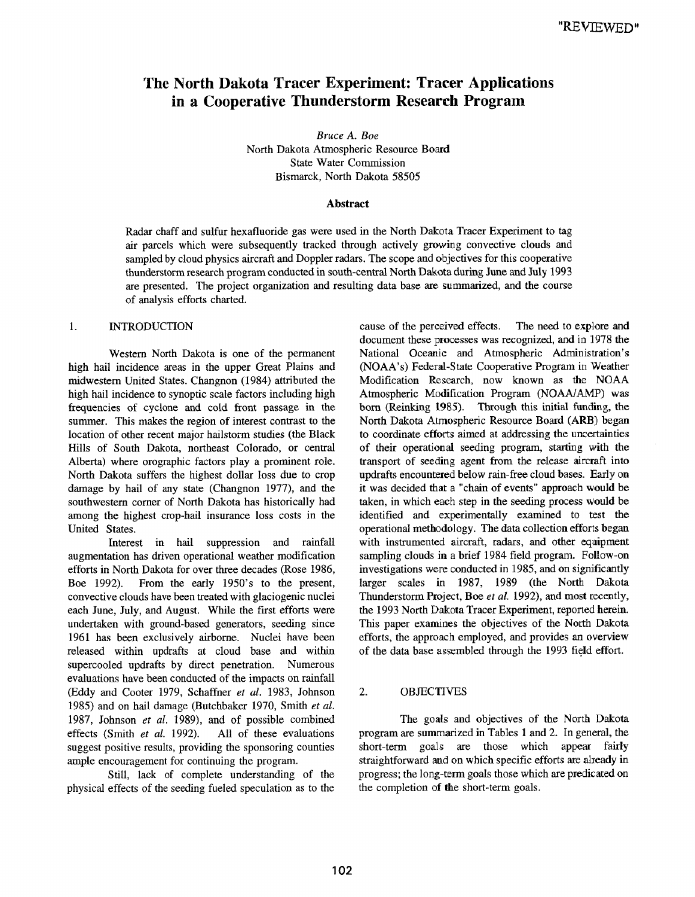"REVIEWED"

# The North Dakota Tracer Experiment: Tracer Applications in a Cooperative Thunderstorm Research Program

*Bruce A. Boe*
North Dakota Atmospheric Resource Board
State Water Commission
Bismarck, North Dakota 58505

### Abstract

Radar chaff and sulfur hexafluoride gas were used in the North Dakota Tracer Experiment to tag air parcels which were subsequently tracked through actively growing convective clouds and sampled by cloud physics aircraft and Doppler radars. The scope and objectives for this cooperative thunderstorm research program conducted in south-central North Dakota during June and July 1993 are presented. The project organization and resulting data base are summarized, and the course of analysis efforts charted.

## 1. INTRODUCTION

Western North Dakota is one of the permanent high hail incidence areas in the upper Great Plains and midwestern United States. Changnon (1984) attributed the high hail incidence to synoptic scale factors including high frequencies of cyclone and cold front passage in the summer. This makes the region of interest contrast to the location of other recent major hailstorm studies (the Black Hills of South Dakota, northeast Colorado, or central Alberta) where orographic factors play a prominent role. North Dakota suffers the highest dollar loss due to crop damage by hail of any state (Changnon 1977), and the southwestern corner of North Dakota has historically had among the highest crop-hail insurance loss costs in the United States.

Interest in hail suppression and rainfall augmentation has driven operational weather modification efforts in North Dakota for over three decades (Rose 1986, Boe 1992). From the early 1950's to the present, convective clouds have been treated with glaciogenic nuclei each June, July, and August. While the first efforts were undertaken with ground-based generators, seeding since 1961 has been exclusively airborne. Nuclei have been released within updrafts at cloud base and within supercooled updrafts by direct penetration. Numerous evaluations have been conducted of the impacts on rainfall (Eddy and Cooter 1979, Schaffner *et al.* 1983, Johnson 1985) and on hail damage (Butchbaker 1970, Smith *et al.* 1987, Johnson *et al.* 1989), and of possible combined effects (Smith *et al.* 1992). All of these evaluations suggest positive results, providing the sponsoring counties ample encouragement for continuing the program.

Still, lack of complete understanding of the physical effects of the seeding fueled speculation as to the cause of the perceived effects. The need to explore and document these processes was recognized, and in 1978 the National Oceanic and Atmospheric Administration's (NOAA's) Federal-State Cooperative Program in Weather Modification Research, now known as the NOAA Atmospheric Modification Program (NOAA/AMP) was born (Reinking 1985). Through this initial funding, the North Dakota Atmospheric Resource Board (ARB) began to coordinate efforts aimed at addressing the uncertainties of their operational seeding program, starting with the transport of seeding agent from the release aircraft into updrafts encountered below rain-free cloud bases. Early on it was decided that a "chain of events" approach would be taken, in which each step in the seeding process would be identified and experimentally examined to test the operational methodology. The data collection efforts began with instrumented aircraft, radars, and other equipment sampling clouds in a brief 1984 field program. Follow-on investigations were conducted in 1985, and on significantly larger scales in 1987, 1989 (the North Dakota Thunderstorm Project, Boe *et al.* 1992), and most recently, the 1993 North Dakota Tracer Experiment, reported herein. This paper examines the objectives of the North Dakota efforts, the approach employed, and provides an overview of the data base assembled through the 1993 field effort.

## 2. OBJECTIVES

The goals and objectives of the North Dakota program are summarized in Tables 1 and 2. In general, the short-term goals are those which appear fairly straightforward and on which specific efforts are already in progress; the long-term goals those which are predicated on the completion of the short-term goals.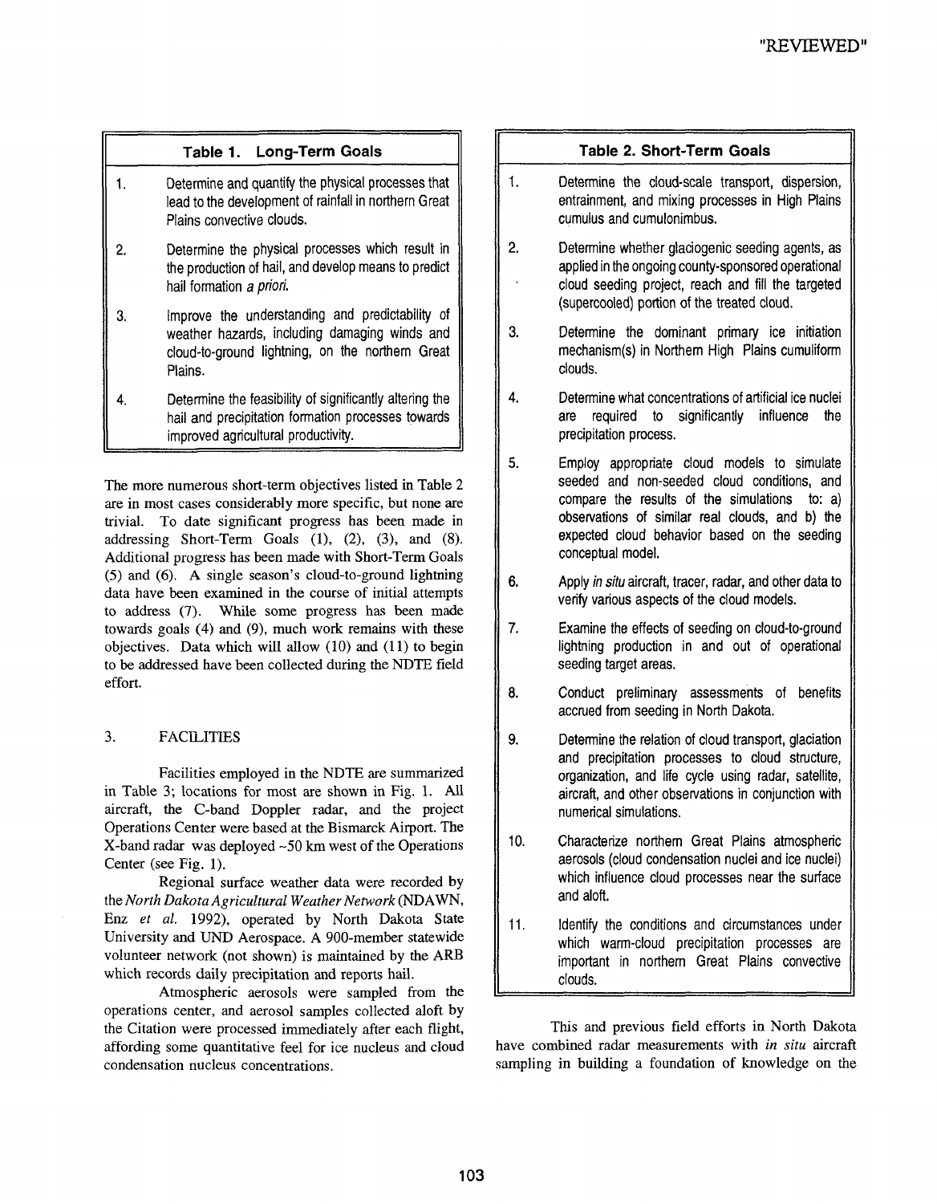"REVIEWED"

| Table 1. Long-Term Goals | |
|---|---|
| 1. | Determine and quantify the physical processes that lead to the development of rainfall in northern Great Plains convective clouds. |
| 2. | Determine the physical processes which result in the production of hail, and develop means to predict hail formation *a priori*. |
| 3. | Improve the understanding and predictability of weather hazards, including damaging winds and cloud-to-ground lightning, on the northern Great Plains. |
| 4. | Determine the feasibility of significantly altering the hail and precipitation formation processes towards improved agricultural productivity. |

The more numerous short-term objectives listed in Table 2 are in most cases considerably more specific, but none are trivial. To date significant progress has been made in addressing Short-Term Goals (1), (2), (3), and (8). Additional progress has been made with Short-Term Goals (5) and (6). A single season's cloud-to-ground lightning data have been examined in the course of initial attempts to address (7). While some progress has been made towards goals (4) and (9), much work remains with these objectives. Data which will allow (10) and (11) to begin to be addressed have been collected during the NDTE field effort.

## 3. FACILITIES

Facilities employed in the NDTE are summarized in Table 3; locations for most are shown in Fig. 1. All aircraft, the C-band Doppler radar, and the project Operations Center were based at the Bismarck Airport. The X-band radar was deployed ~50 km west of the Operations Center (see Fig. 1).

Regional surface weather data were recorded by the *North Dakota Agricultural Weather Network* (NDAWN, Enz *et al.* 1992), operated by North Dakota State University and UND Aerospace. A 900-member statewide volunteer network (not shown) is maintained by the ARB which records daily precipitation and reports hail.

Atmospheric aerosols were sampled from the operations center, and aerosol samples collected aloft by the Citation were processed immediately after each flight, affording some quantitative feel for ice nucleus and cloud condensation nucleus concentrations.

| Table 2. Short-Term Goals | |
|---|---|
| 1. | Determine the cloud-scale transport, dispersion, entrainment, and mixing processes in High Plains cumulus and cumulonimbus. |
| 2. | Determine whether glaciogenic seeding agents, as applied in the ongoing county-sponsored operational cloud seeding project, reach and fill the targeted (supercooled) portion of the treated cloud. |
| 3. | Determine the dominant primary ice initiation mechanism(s) in Northern High Plains cumuliform clouds. |
| 4. | Determine what concentrations of artificial ice nuclei are required to significantly influence the precipitation process. |
| 5. | Employ appropriate cloud models to simulate seeded and non-seeded cloud conditions, and compare the results of the simulations to: a) observations of similar real clouds, and b) the expected cloud behavior based on the seeding conceptual model. |
| 6. | Apply *in situ* aircraft, tracer, radar, and other data to verify various aspects of the cloud models. |
| 7. | Examine the effects of seeding on cloud-to-ground lightning production in and out of operational seeding target areas. |
| 8. | Conduct preliminary assessments of benefits accrued from seeding in North Dakota. |
| 9. | Determine the relation of cloud transport, glaciation and precipitation processes to cloud structure, organization, and life cycle using radar, satellite, aircraft, and other observations in conjunction with numerical simulations. |
| 10. | Characterize northern Great Plains atmospheric aerosols (cloud condensation nuclei and ice nuclei) which influence cloud processes near the surface and aloft. |
| 11. | Identify the conditions and circumstances under which warm-cloud precipitation processes are important in northern Great Plains convective clouds. |

This and previous field efforts in North Dakota have combined radar measurements with *in situ* aircraft sampling in building a foundation of knowledge on the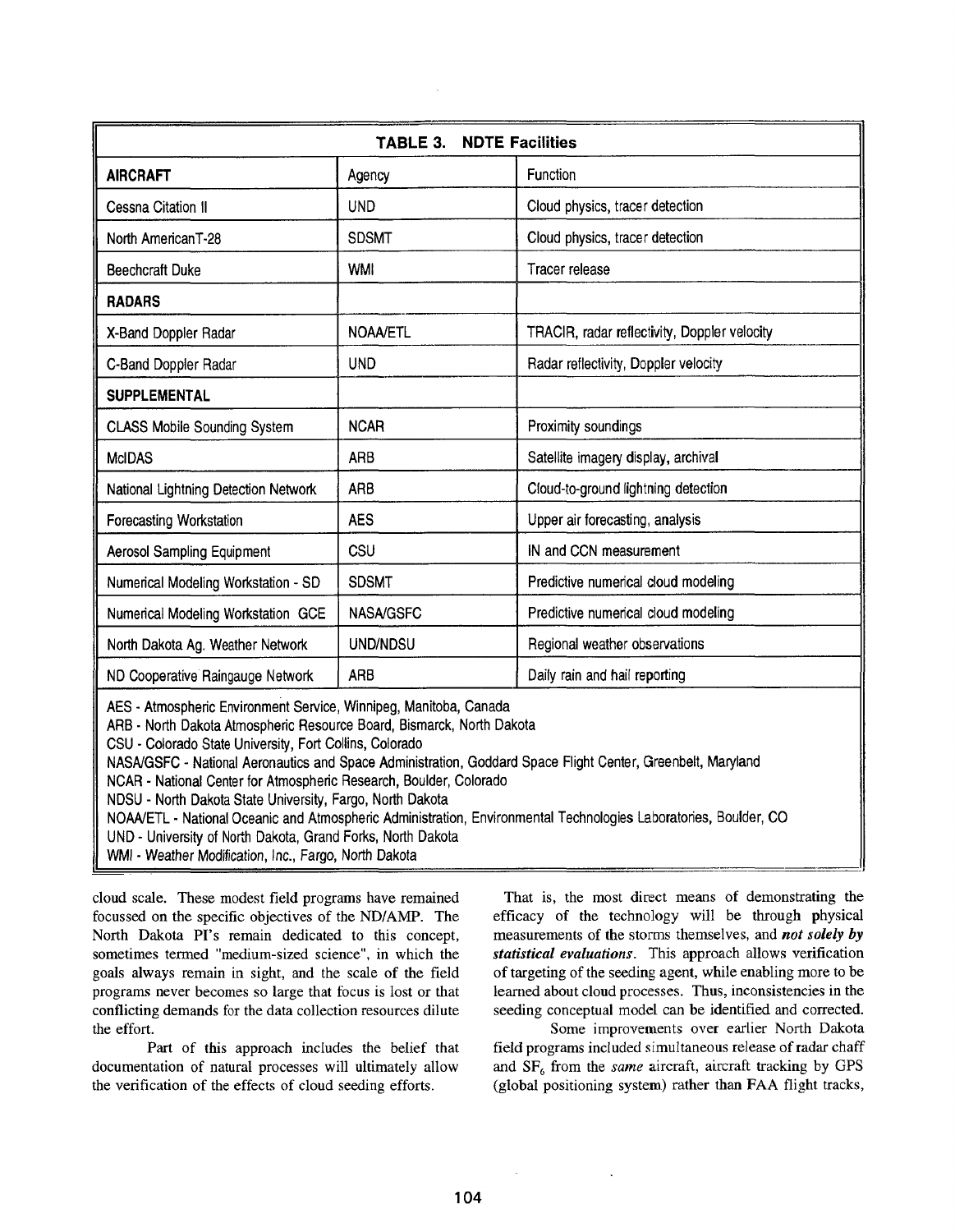**TABLE 3. NDTE Facilities**

| AIRCRAFT | Agency | Function |
|---|---|---|
| Cessna Citation II | UND | Cloud physics, tracer detection |
| North AmericanT-28 | SDSMT | Cloud physics, tracer detection |
| Beechcraft Duke | WMI | Tracer release |
| **RADARS** | | |
| X-Band Doppler Radar | NOAA/ETL | TRACIR, radar reflectivity, Doppler velocity |
| C-Band Doppler Radar | UND | Radar reflectivity, Doppler velocity |
| **SUPPLEMENTAL** | | |
| CLASS Mobile Sounding System | NCAR | Proximity soundings |
| McIDAS | ARB | Satellite imagery display, archival |
| National Lightning Detection Network | ARB | Cloud-to-ground lightning detection |
| Forecasting Workstation | AES | Upper air forecasting, analysis |
| Aerosol Sampling Equipment | CSU | IN and CCN measurement |
| Numerical Modeling Workstation - SD | SDSMT | Predictive numerical cloud modeling |
| Numerical Modeling Workstation GCE | NASA/GSFC | Predictive numerical cloud modeling |
| North Dakota Ag. Weather Network | UND/NDSU | Regional weather observations |
| ND Cooperative Raingauge Network | ARB | Daily rain and hail reporting |

AES - Atmospheric Environment Service, Winnipeg, Manitoba, Canada
ARB - North Dakota Atmospheric Resource Board, Bismarck, North Dakota
CSU - Colorado State University, Fort Collins, Colorado
NASA/GSFC - National Aeronautics and Space Administration, Goddard Space Flight Center, Greenbelt, Maryland
NCAR - National Center for Atmospheric Research, Boulder, Colorado
NDSU - North Dakota State University, Fargo, North Dakota
NOAA/ETL - National Oceanic and Atmospheric Administration, Environmental Technologies Laboratories, Boulder, CO
UND - University of North Dakota, Grand Forks, North Dakota
WMI - Weather Modification, Inc., Fargo, North Dakota

cloud scale. These modest field programs have remained focussed on the specific objectives of the ND/AMP. The North Dakota PI's remain dedicated to this concept, sometimes termed "medium-sized science", in which the goals always remain in sight, and the scale of the field programs never becomes so large that focus is lost or that conflicting demands for the data collection resources dilute the effort.

Part of this approach includes the belief that documentation of natural processes will ultimately allow the verification of the effects of cloud seeding efforts. That is, the most direct means of demonstrating the efficacy of the technology will be through physical measurements of the storms themselves, and ***not solely by statistical evaluations***. This approach allows verification of targeting of the seeding agent, while enabling more to be learned about cloud processes. Thus, inconsistencies in the seeding conceptual model can be identified and corrected.

Some improvements over earlier North Dakota field programs included simultaneous release of radar chaff and $SF_6$ from the *same* aircraft, aircraft tracking by GPS (global positioning system) rather than FAA flight tracks,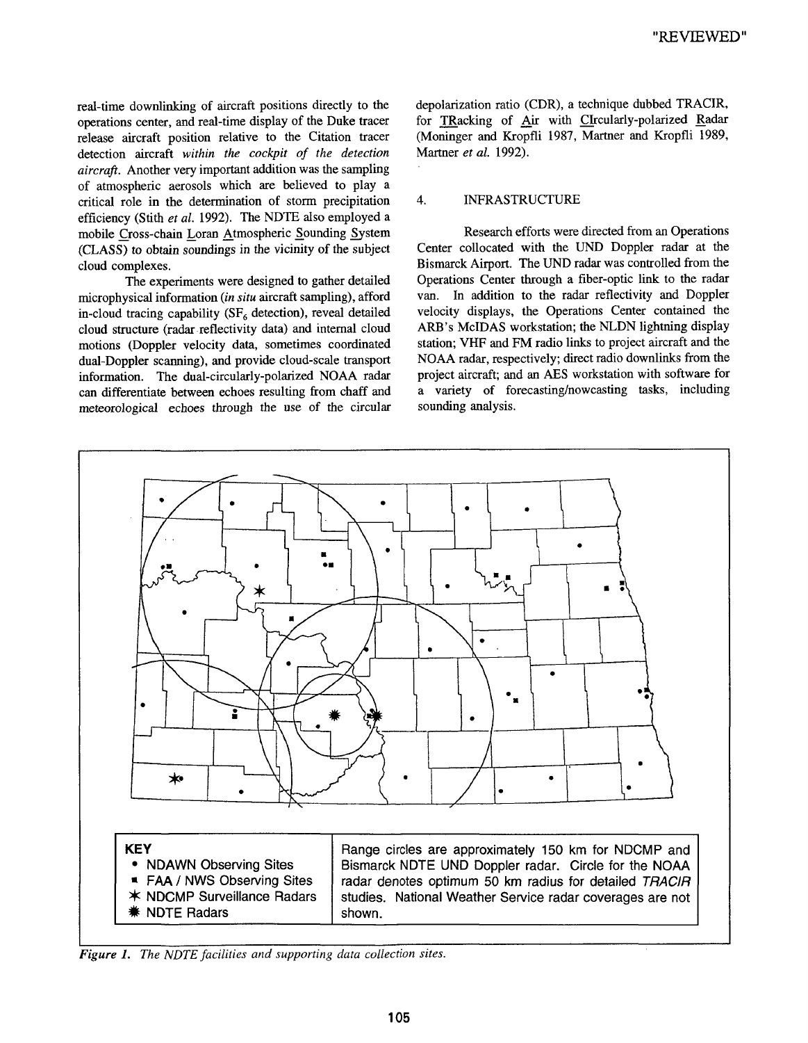real-time downlinking of aircraft positions directly to the operations center, and real-time display of the Duke tracer release aircraft position relative to the Citation tracer detection aircraft *within the cockpit of the detection aircraft*. Another very important addition was the sampling of atmospheric aerosols which are believed to play a critical role in the determination of storm precipitation efficiency (Stith *et al.* 1992). The NDTE also employed a mobile Cross-chain Loran Atmospheric Sounding System (CLASS) to obtain soundings in the vicinity of the subject cloud complexes.

The experiments were designed to gather detailed microphysical information (*in situ* aircraft sampling), afford in-cloud tracing capability ($SF_6$ detection), reveal detailed cloud structure (radar reflectivity data) and internal cloud motions (Doppler velocity data, sometimes coordinated dual-Doppler scanning), and provide cloud-scale transport information. The dual-circularly-polarized NOAA radar can differentiate between echoes resulting from chaff and meteorological echoes through the use of the circular depolarization ratio (CDR), a technique dubbed TRACIR, for TRacking of Air with CIrcularly-polarized Radar (Moninger and Kropfli 1987, Martner and Kropfli 1989, Martner *et al.* 1992).

## 4. INFRASTRUCTURE

Research efforts were directed from an Operations Center collocated with the UND Doppler radar at the Bismarck Airport. The UND radar was controlled from the Operations Center through a fiber-optic link to the radar van. In addition to the radar reflectivity and Doppler velocity displays, the Operations Center contained the ARB's McIDAS workstation; the NLDN lightning display station; VHF and FM radio links to project aircraft and the NOAA radar, respectively; direct radio downlinks from the project aircraft; and an AES workstation with software for a variety of forecasting/nowcasting tasks, including sounding analysis.

| KEY | |
|---|---|
| • NDAWN Observing Sites<br>▪ FAA / NWS Observing Sites<br>✶ NDCMP Surveillance Radars<br>✹ NDTE Radars | Range circles are approximately 150 km for NDCMP and Bismarck NDTE UND Doppler radar. Circle for the NOAA radar denotes optimum 50 km radius for detailed *TRACIR* studies. National Weather Service radar coverages are not shown. |

*Figure 1. The NDTE facilities and supporting data collection sites.*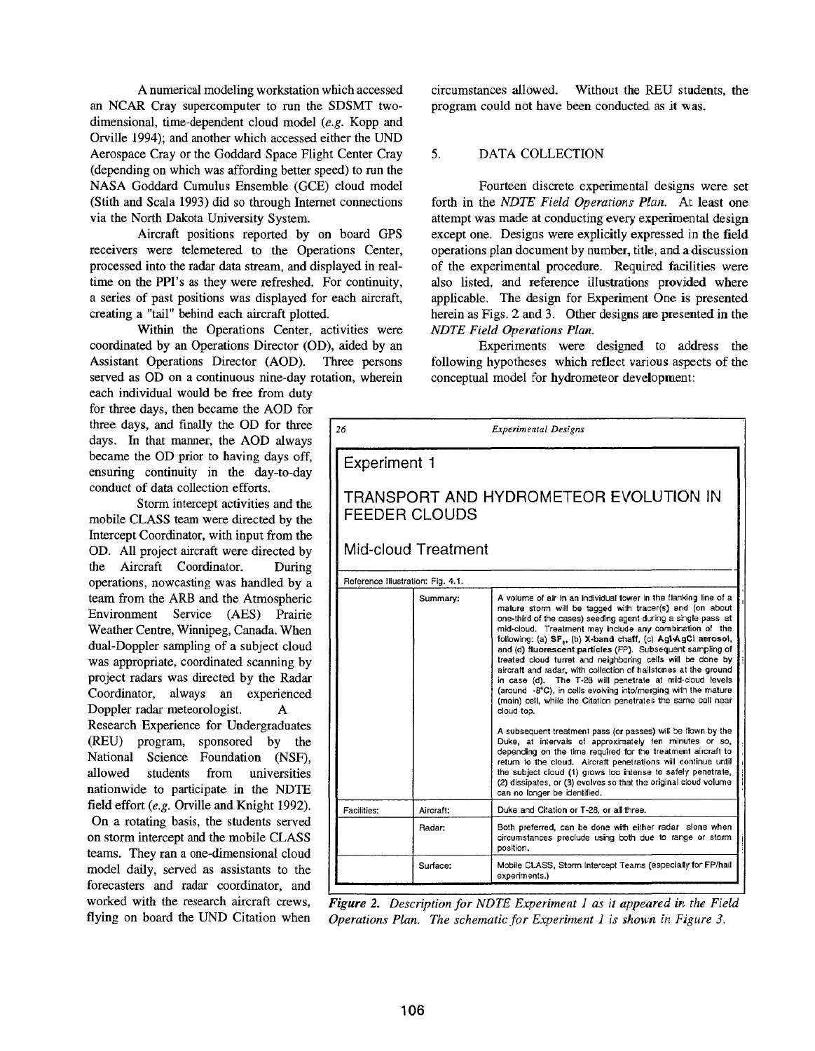A numerical modeling workstation which accessed an NCAR Cray supercomputer to run the SDSMT two-dimensional, time-dependent cloud model (*e.g.* Kopp and Orville 1994); and another which accessed either the UND Aerospace Cray or the Goddard Space Flight Center Cray (depending on which was affording better speed) to run the NASA Goddard Cumulus Ensemble (GCE) cloud model (Stith and Scala 1993) did so through Internet connections via the North Dakota University System.

Aircraft positions reported by on board GPS receivers were telemetered to the Operations Center, processed into the radar data stream, and displayed in real-time on the PPI's as they were refreshed. For continuity, a series of past positions was displayed for each aircraft, creating a "tail" behind each aircraft plotted.

Within the Operations Center, activities were coordinated by an Operations Director (OD), aided by an Assistant Operations Director (AOD). Three persons served as OD on a continuous nine-day rotation, wherein each individual would be free from duty for three days, then became the AOD for three days, and finally the OD for three days. In that manner, the AOD always became the OD prior to having days off, ensuring continuity in the day-to-day conduct of data collection efforts.

Storm intercept activities and the mobile CLASS team were directed by the Intercept Coordinator, with input from the OD. All project aircraft were directed by the Aircraft Coordinator. During operations, nowcasting was handled by a team from the ARB and the Atmospheric Environment Service (AES) Prairie Weather Centre, Winnipeg, Canada. When dual-Doppler sampling of a subject cloud was appropriate, coordinated scanning by project radars was directed by the Radar Coordinator, always an experienced Doppler radar meteorologist. A Research Experience for Undergraduates (REU) program, sponsored by the National Science Foundation (NSF), allowed students from universities nationwide to participate in the NDTE field effort (*e.g.* Orville and Knight 1992). On a rotating basis, the students served on storm intercept and the mobile CLASS teams. They ran a one-dimensional cloud model daily, served as assistants to the forecasters and radar coordinator, and worked with the research aircraft crews, flying on board the UND Citation when circumstances allowed. Without the REU students, the program could not have been conducted as it was.

## 5. DATA COLLECTION

Fourteen discrete experimental designs were set forth in the *NDTE Field Operations Plan*. At least one attempt was made at conducting every experimental design except one. Designs were explicitly expressed in the field operations plan document by number, title, and a discussion of the experimental procedure. Required facilities were also listed, and reference illustrations provided where applicable. The design for Experiment One is presented herein as Figs. 2 and 3. Other designs are presented in the *NDTE Field Operations Plan*.

Experiments were designed to address the following hypotheses which reflect various aspects of the conceptual model for hydrometeor development:

26 *Experimental Designs*

**Experiment 1**

**TRANSPORT AND HYDROMETEOR EVOLUTION IN FEEDER CLOUDS**

**Mid-cloud Treatment**

Reference Illustration: Fig. 4.1.

| | | |
|---|---|---|
| | Summary: | A volume of air in an individual tower in the flanking line of a mature storm will be tagged with tracer(s) and (on about one-third of the cases) seeding agent during a single pass at mid-cloud. Treatment may include any combination of the following: (a) $SF_6$, (b) **X-band chaff**, (c) **AgI-AgCl aerosol**, and (d) **fluorescent particles** (FP). Subsequent sampling of treated cloud turret and neighboring cells will be done by aircraft and radar, with collection of hailstones at the ground in case (d). The T-28 will penetrate at mid-cloud levels (around -8°C), in cells evolving into/merging with the mature (main) cell, while the Citation penetrates the same cell near cloud top.<br><br>A subsequent treatment pass (or passes) will be flown by the Duke, at intervals of approximately ten minutes or so, depending on the time required for the treatment aircraft to return to the cloud. Aircraft penetrations will continue until the subject cloud (1) grows too intense to safely penetrate, (2) dissipates, or (3) evolves so that the original cloud volume can no longer be identified. |
| Facilities: | Aircraft: | Duke and Citation or T-28, or all three. |
| | Radar: | Both preferred, can be done with either radar alone when circumstances preclude using both due to range or storm position. |
| | Surface: | Mobile CLASS, Storm Intercept Teams (especially for FP/hail experiments.) |

***Figure 2.*** *Description for NDTE Experiment 1 as it appeared in the Field Operations Plan. The schematic for Experiment 1 is shown in Figure 3.*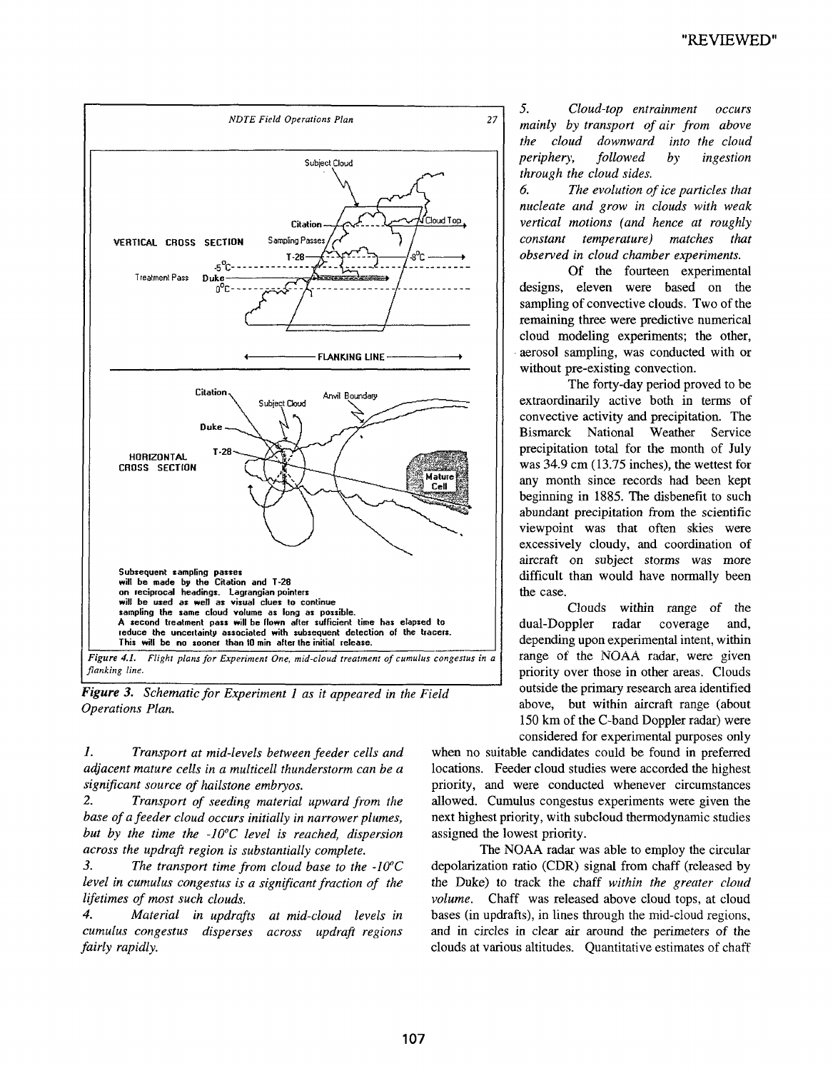*Figure 4.1. Flight plans for Experiment One, mid-cloud treatment of cumulus congestus in a flanking line.*

**Figure 3.** *Schematic for Experiment 1 as it appeared in the Field Operations Plan.*

1. *Transport at mid-levels between feeder cells and adjacent mature cells in a multicell thunderstorm can be a significant source of hailstone embryos.*
2. *Transport of seeding material upward from the base of a feeder cloud occurs initially in narrower plumes, but by the time the -10°C level is reached, dispersion across the updraft region is substantially complete.*
3. *The transport time from cloud base to the -10°C level in cumulus congestus is a significant fraction of the lifetimes of most such clouds.*
4. *Material in updrafts at mid-cloud levels in cumulus congestus disperses across updraft regions fairly rapidly.*
5. *Cloud-top entrainment occurs mainly by transport of air from above the cloud downward into the cloud periphery, followed by ingestion through the cloud sides.*
6. *The evolution of ice particles that nucleate and grow in clouds with weak vertical motions (and hence at roughly constant temperature) matches that observed in cloud chamber experiments.*

Of the fourteen experimental designs, eleven were based on the sampling of convective clouds. Two of the remaining three were predictive numerical cloud modeling experiments; the other, aerosol sampling, was conducted with or without pre-existing convection.

The forty-day period proved to be extraordinarily active both in terms of convective activity and precipitation. The Bismarck National Weather Service precipitation total for the month of July was 34.9 cm (13.75 inches), the wettest for any month since records had been kept beginning in 1885. The disbenefit to such abundant precipitation from the scientific viewpoint was that often skies were excessively cloudy, and coordination of aircraft on subject storms was more difficult than would have normally been the case.

Clouds within range of the dual-Doppler radar coverage and, depending upon experimental intent, within range of the NOAA radar, were given priority over those in other areas. Clouds outside the primary research area identified above, but within aircraft range (about 150 km of the C-band Doppler radar) were considered for experimental purposes only when no suitable candidates could be found in preferred locations. Feeder cloud studies were accorded the highest priority, and were conducted whenever circumstances allowed. Cumulus congestus experiments were given the next highest priority, with subcloud thermodynamic studies assigned the lowest priority.

The NOAA radar was able to employ the circular depolarization ratio (CDR) signal from chaff (released by the Duke) to track the chaff *within the greater cloud volume*. Chaff was released above cloud tops, at cloud bases (in updrafts), in lines through the mid-cloud regions, and in circles in clear air around the perimeters of the clouds at various altitudes. Quantitative estimates of chaff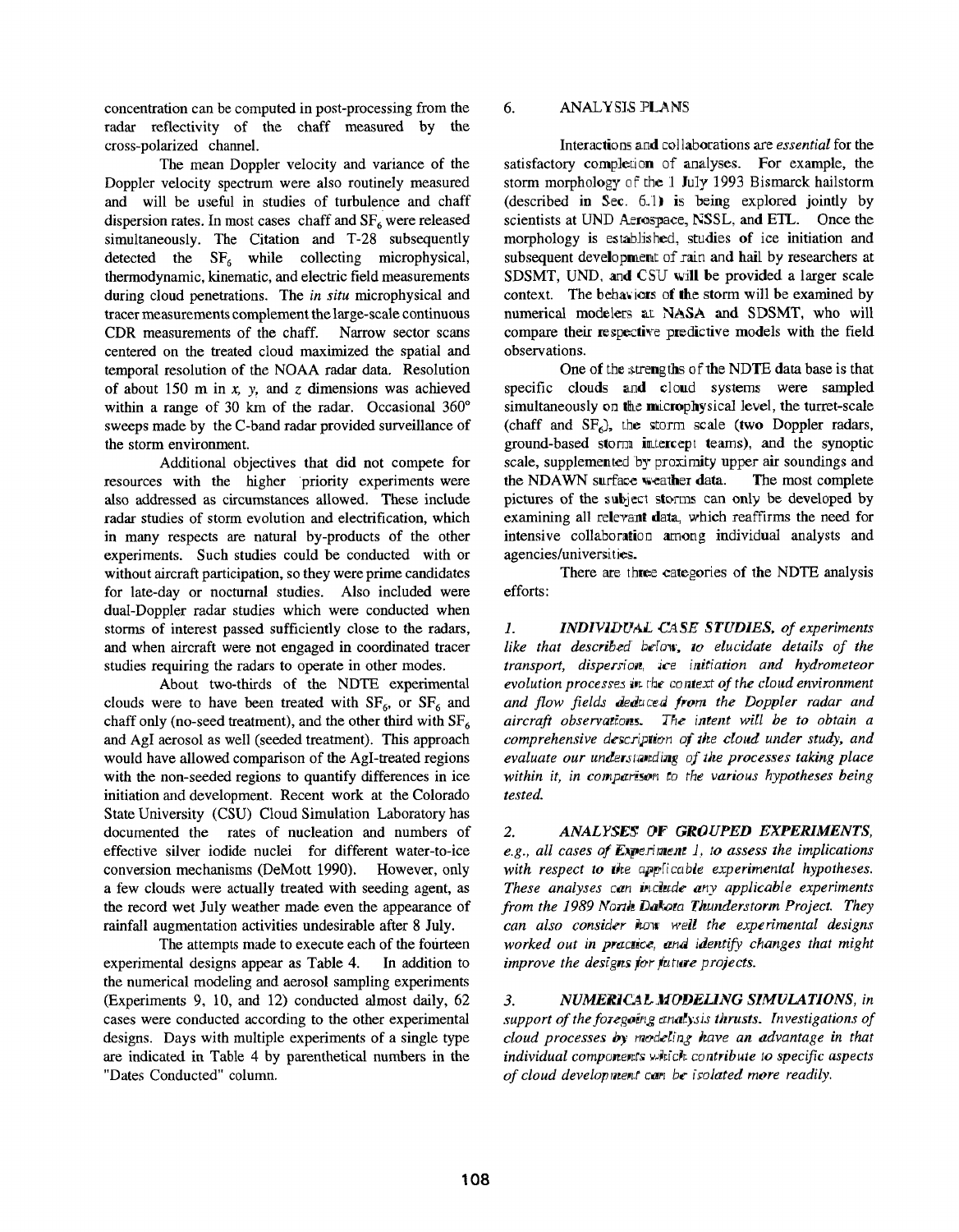concentration can be computed in post-processing from the radar reflectivity of the chaff measured by the cross-polarized channel.

The mean Doppler velocity and variance of the Doppler velocity spectrum were also routinely measured and will be useful in studies of turbulence and chaff dispersion rates. In most cases chaff and $SF_6$ were released simultaneously. The Citation and T-28 subsequently detected the $SF_6$ while collecting microphysical, thermodynamic, kinematic, and electric field measurements during cloud penetrations. The *in situ* microphysical and tracer measurements complement the large-scale continuous CDR measurements of the chaff. Narrow sector scans centered on the treated cloud maximized the spatial and temporal resolution of the NOAA radar data. Resolution of about 150 m in *x, y,* and *z* dimensions was achieved within a range of 30 km of the radar. Occasional 360° sweeps made by the C-band radar provided surveillance of the storm environment.

Additional objectives that did not compete for resources with the higher priority experiments were also addressed as circumstances allowed. These include radar studies of storm evolution and electrification, which in many respects are natural by-products of the other experiments. Such studies could be conducted with or without aircraft participation, so they were prime candidates for late-day or nocturnal studies. Also included were dual-Doppler radar studies which were conducted when storms of interest passed sufficiently close to the radars, and when aircraft were not engaged in coordinated tracer studies requiring the radars to operate in other modes.

About two-thirds of the NDTE experimental clouds were to have been treated with $SF_6$, or $SF_6$ and chaff only (no-seed treatment), and the other third with $SF_6$ and AgI aerosol as well (seeded treatment). This approach would have allowed comparison of the AgI-treated regions with the non-seeded regions to quantify differences in ice initiation and development. Recent work at the Colorado State University (CSU) Cloud Simulation Laboratory has documented the rates of nucleation and numbers of effective silver iodide nuclei for different water-to-ice conversion mechanisms (DeMott 1990). However, only a few clouds were actually treated with seeding agent, as the record wet July weather made even the appearance of rainfall augmentation activities undesirable after 8 July.

The attempts made to execute each of the fourteen experimental designs appear as Table 4. In addition to the numerical modeling and aerosol sampling experiments (Experiments 9, 10, and 12) conducted almost daily, 62 cases were conducted according to the other experimental designs. Days with multiple experiments of a single type are indicated in Table 4 by parenthetical numbers in the "Dates Conducted" column.

## 6. ANALYSIS PLANS

Interactions and collaborations are *essential* for the satisfactory completion of analyses. For example, the storm morphology of the 1 July 1993 Bismarck hailstorm (described in Sec. 6.1) is being explored jointly by scientists at UND Aerospace, NSSL, and ETL. Once the morphology is established, studies of ice initiation and subsequent development of rain and hail by researchers at SDSMT, UND, and CSU will be provided a larger scale context. The behaviors of the storm will be examined by numerical modelers at NASA and SDSMT, who will compare their respective predictive models with the field observations.

One of the strengths of the NDTE data base is that specific clouds and cloud systems were sampled simultaneously on the microphysical level, the turret-scale (chaff and $SF_6$), the storm scale (two Doppler radars, ground-based storm intercept teams), and the synoptic scale, supplemented by proximity upper air soundings and the NDAWN surface weather data. The most complete pictures of the subject storms can only be developed by examining all relevant data, which reaffirms the need for intensive collaboration among individual analysts and agencies/universities.

There are three categories of the NDTE analysis efforts:

1. ***INDIVIDUAL CASE STUDIES,*** *of experiments like that described below, to elucidate details of the transport, dispersion, ice initiation and hydrometeor evolution processes in the context of the cloud environment and flow fields deduced from the Doppler radar and aircraft observations. The intent will be to obtain a comprehensive description of the cloud under study, and evaluate our understanding of the processes taking place within it, in comparison to the various hypotheses being tested.*

2. ***ANALYSES OF GROUPED EXPERIMENTS,*** *e.g., all cases of Experiment 1, to assess the implications with respect to the applicable experimental hypotheses. These analyses can include any applicable experiments from the 1989 North Dakota Thunderstorm Project. They can also consider how well the experimental designs worked out in practice, and identify changes that might improve the designs for future projects.*

3. ***NUMERICAL MODELING SIMULATIONS,*** *in support of the foregoing analysis thrusts. Investigations of cloud processes by modeling have an advantage in that individual components which contribute to specific aspects of cloud development can be isolated more readily.*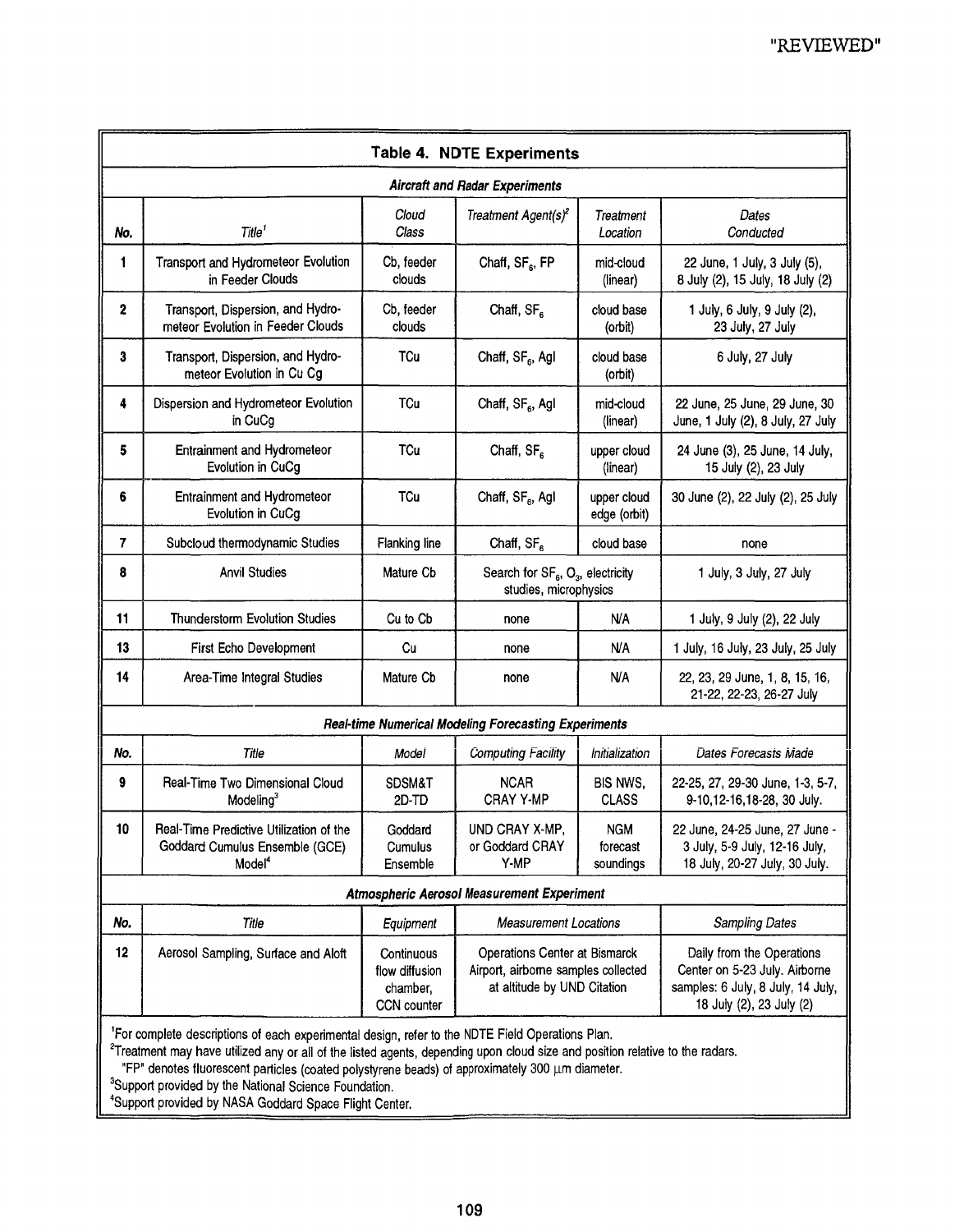"REVIEWED"

**Table 4. NDTE Experiments**

***Aircraft and Radar Experiments***

| No. | Title[1] | Cloud Class | Treatment Agent(s)[2] | Treatment Location | Dates Conducted |
|---|---|---|---|---|---|
| 1 | Transport and Hydrometeor Evolution in Feeder Clouds | Cb, feeder clouds | Chaff, $SF_6$, FP | mid-cloud (linear) | 22 June, 1 July, 3 July (5), 8 July (2), 15 July, 18 July (2) |
| 2 | Transport, Dispersion, and Hydrometeor Evolution in Feeder Clouds | Cb, feeder clouds | Chaff, $SF_6$ | cloud base (orbit) | 1 July, 6 July, 9 July (2), 23 July, 27 July |
| 3 | Transport, Dispersion, and Hydrometeor Evolution in Cu Cg | TCu | Chaff, $SF_6$, AgI | cloud base (orbit) | 6 July, 27 July |
| 4 | Dispersion and Hydrometeor Evolution in CuCg | TCu | Chaff, $SF_6$, AgI | mid-cloud (linear) | 22 June, 25 June, 29 June, 30 June, 1 July (2), 8 July, 27 July |
| 5 | Entrainment and Hydrometeor Evolution in CuCg | TCu | Chaff, $SF_6$ | upper cloud (linear) | 24 June (3), 25 June, 14 July, 15 July (2), 23 July |
| 6 | Entrainment and Hydrometeor Evolution in CuCg | TCu | Chaff, $SF_6$, AgI | upper cloud edge (orbit) | 30 June (2), 22 July (2), 25 July |
| 7 | Subcloud thermodynamic Studies | Flanking line | Chaff, $SF_6$ | cloud base | none |
| 8 | Anvil Studies | Mature Cb | Search for $SF_6$, $O_3$, electricity studies, microphysics | | 1 July, 3 July, 27 July |
| 11 | Thunderstorm Evolution Studies | Cu to Cb | none | N/A | 1 July, 9 July (2), 22 July |
| 13 | First Echo Development | Cu | none | N/A | 1 July, 16 July, 23 July, 25 July |
| 14 | Area-Time Integral Studies | Mature Cb | none | N/A | 22, 23, 29 June, 1, 8, 15, 16, 21-22, 22-23, 26-27 July |

***Real-time Numerical Modeling Forecasting Experiments***

| No. | Title | Model | Computing Facility | Initialization | Dates Forecasts Made |
|---|---|---|---|---|---|
| 9 | Real-Time Two Dimensional Cloud Modeling[3] | SDSM&T 2D-TD | NCAR CRAY Y-MP | BIS NWS, CLASS | 22-25, 27, 29-30 June, 1-3, 5-7, 9-10,12-16,18-28, 30 July. |
| 10 | Real-Time Predictive Utilization of the Goddard Cumulus Ensemble (GCE) Model[4] | Goddard Cumulus Ensemble | UND CRAY X-MP, or Goddard CRAY Y-MP | NGM forecast soundings | 22 June, 24-25 June, 27 June - 3 July, 5-9 July, 12-16 July, 18 July, 20-27 July, 30 July. |

***Atmospheric Aerosol Measurement Experiment***

| No. | Title | Equipment | Measurement Locations | Sampling Dates |
|---|---|---|---|---|
| 12 | Aerosol Sampling, Surface and Aloft | Continuous flow diffusion chamber, CCN counter | Operations Center at Bismarck Airport, airborne samples collected at altitude by UND Citation | Daily from the Operations Center on 5-23 July. Airborne samples: 6 July, 8 July, 14 July, 18 July (2), 23 July (2) |

[1]For complete descriptions of each experimental design, refer to the NDTE Field Operations Plan.
[2]Treatment may have utilized any or all of the listed agents, depending upon cloud size and position relative to the radars.
"FP" denotes fluorescent particles (coated polystyrene beads) of approximately 300 μm diameter.
[3]Support provided by the National Science Foundation.
[4]Support provided by NASA Goddard Space Flight Center.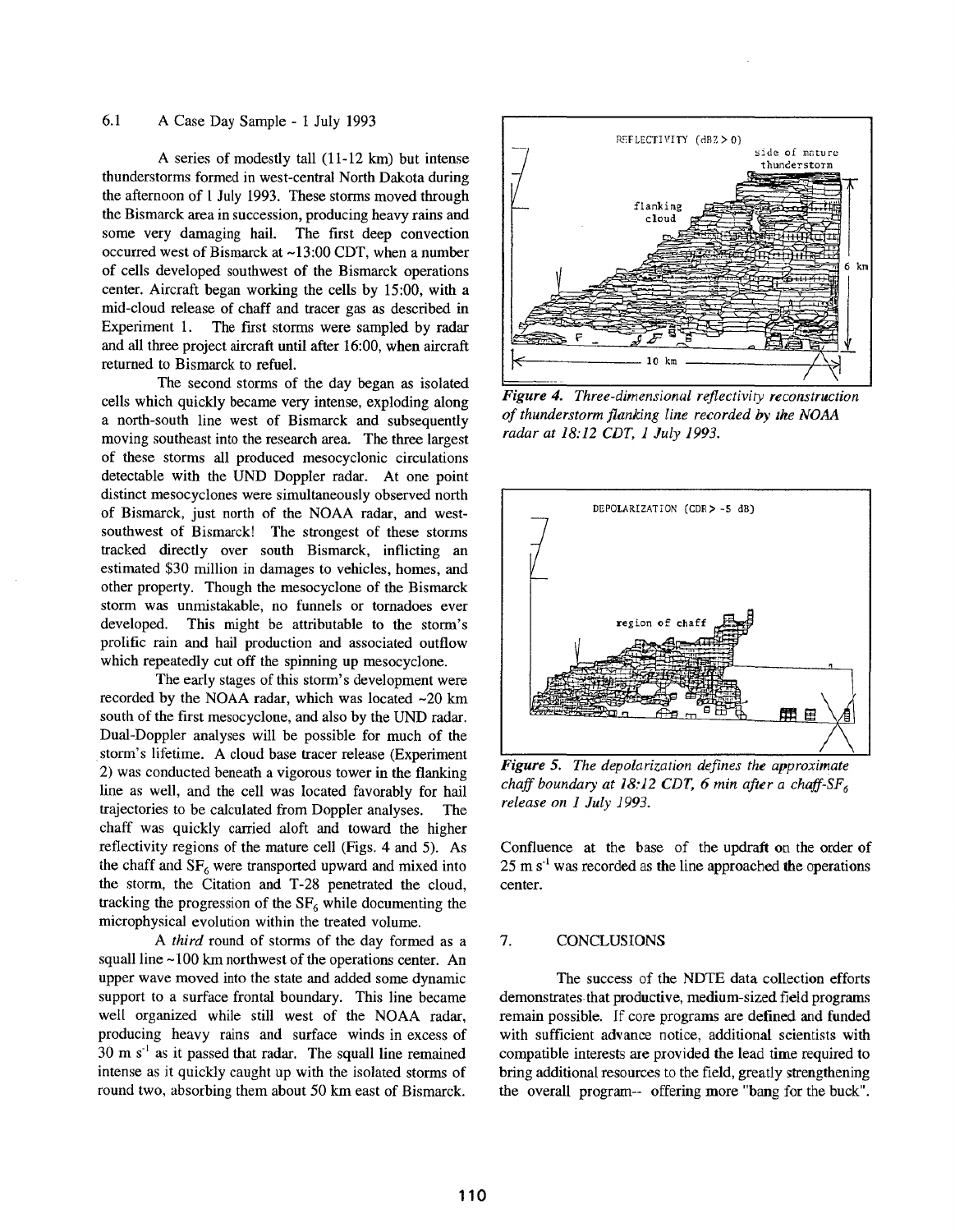### 6.1 A Case Day Sample - 1 July 1993

A series of modestly tall (11-12 km) but intense thunderstorms formed in west-central North Dakota during the afternoon of 1 July 1993. These storms moved through the Bismarck area in succession, producing heavy rains and some very damaging hail. The first deep convection occurred west of Bismarck at ~13:00 CDT, when a number of cells developed southwest of the Bismarck operations center. Aircraft began working the cells by 15:00, with a mid-cloud release of chaff and tracer gas as described in Experiment 1. The first storms were sampled by radar and all three project aircraft until after 16:00, when aircraft returned to Bismarck to refuel.

The second storms of the day began as isolated cells which quickly became very intense, exploding along a north-south line west of Bismarck and subsequently moving southeast into the research area. The three largest of these storms all produced mesocyclonic circulations detectable with the UND Doppler radar. At one point distinct mesocyclones were simultaneously observed north of Bismarck, just north of the NOAA radar, and west-southwest of Bismarck! The strongest of these storms tracked directly over south Bismarck, inflicting an estimated $30 million in damages to vehicles, homes, and other property. Though the mesocyclone of the Bismarck storm was unmistakable, no funnels or tornadoes ever developed. This might be attributable to the storm's prolific rain and hail production and associated outflow which repeatedly cut off the spinning up mesocyclone.

The early stages of this storm's development were recorded by the NOAA radar, which was located ~20 km south of the first mesocyclone, and also by the UND radar. Dual-Doppler analyses will be possible for much of the storm's lifetime. A cloud base tracer release (Experiment 2) was conducted beneath a vigorous tower in the flanking line as well, and the cell was located favorably for hail trajectories to be calculated from Doppler analyses. The chaff was quickly carried aloft and toward the higher reflectivity regions of the mature cell (Figs. 4 and 5). As the chaff and $SF_6$ were transported upward and mixed into the storm, the Citation and T-28 penetrated the cloud, tracking the progression of the $SF_6$ while documenting the microphysical evolution within the treated volume.

A *third* round of storms of the day formed as a squall line ~100 km northwest of the operations center. An upper wave moved into the state and added some dynamic support to a surface frontal boundary. This line became well organized while still west of the NOAA radar, producing heavy rains and surface winds in excess of 30 m s$^{-1}$ as it passed that radar. The squall line remained intense as it quickly caught up with the isolated storms of round two, absorbing them about 50 km east of Bismarck.

*Figure 4. Three-dimensional reflectivity reconstruction of thunderstorm flanking line recorded by the NOAA radar at 18:12 CDT, 1 July 1993.*

*Figure 5. The depolarization defines the approximate chaff boundary at 18:12 CDT, 6 min after a chaff-$SF_6$ release on 1 July 1993.*

Confluence at the base of the updraft on the order of 25 m s$^{-1}$ was recorded as the line approached the operations center.

## 7. CONCLUSIONS

The success of the NDTE data collection efforts demonstrates that productive, medium-sized field programs remain possible. If core programs are defined and funded with sufficient advance notice, additional scientists with compatible interests are provided the lead time required to bring additional resources to the field, greatly strengthening the overall program-- offering more "bang for the buck".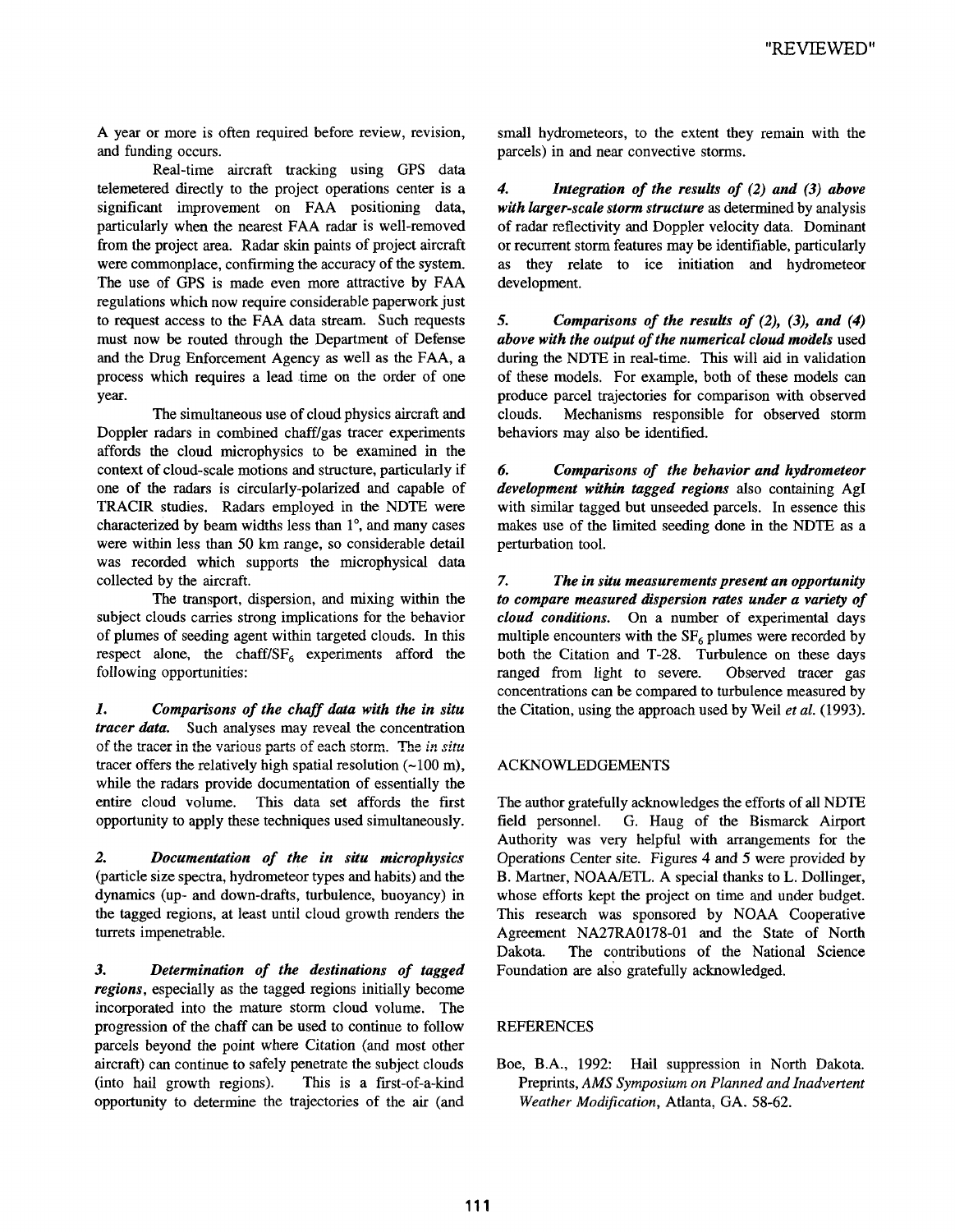A year or more is often required before review, revision, and funding occurs.

Real-time aircraft tracking using GPS data telemetered directly to the project operations center is a significant improvement on FAA positioning data, particularly when the nearest FAA radar is well-removed from the project area. Radar skin paints of project aircraft were commonplace, confirming the accuracy of the system. The use of GPS is made even more attractive by FAA regulations which now require considerable paperwork just to request access to the FAA data stream. Such requests must now be routed through the Department of Defense and the Drug Enforcement Agency as well as the FAA, a process which requires a lead time on the order of one year.

The simultaneous use of cloud physics aircraft and Doppler radars in combined chaff/gas tracer experiments affords the cloud microphysics to be examined in the context of cloud-scale motions and structure, particularly if one of the radars is circularly-polarized and capable of TRACIR studies. Radars employed in the NDTE were characterized by beam widths less than 1°, and many cases were within less than 50 km range, so considerable detail was recorded which supports the microphysical data collected by the aircraft.

The transport, dispersion, and mixing within the subject clouds carries strong implications for the behavior of plumes of seeding agent within targeted clouds. In this respect alone, the chaff/$SF_6$ experiments afford the following opportunities:

***1. Comparisons of the chaff data with the in situ tracer data.*** Such analyses may reveal the concentration of the tracer in the various parts of each storm. The *in situ* tracer offers the relatively high spatial resolution (~100 m), while the radars provide documentation of essentially the entire cloud volume. This data set affords the first opportunity to apply these techniques used simultaneously.

***2. Documentation of the in situ microphysics*** (particle size spectra, hydrometeor types and habits) and the dynamics (up- and down-drafts, turbulence, buoyancy) in the tagged regions, at least until cloud growth renders the turrets impenetrable.

***3. Determination of the destinations of tagged regions***, especially as the tagged regions initially become incorporated into the mature storm cloud volume. The progression of the chaff can be used to continue to follow parcels beyond the point where Citation (and most other aircraft) can continue to safely penetrate the subject clouds (into hail growth regions). This is a first-of-a-kind opportunity to determine the trajectories of the air (and small hydrometeors, to the extent they remain with the parcels) in and near convective storms.

***4. Integration of the results of (2) and (3) above with larger-scale storm structure*** as determined by analysis of radar reflectivity and Doppler velocity data. Dominant or recurrent storm features may be identifiable, particularly as they relate to ice initiation and hydrometeor development.

***5. Comparisons of the results of (2), (3), and (4) above with the output of the numerical cloud models*** used during the NDTE in real-time. This will aid in validation of these models. For example, both of these models can produce parcel trajectories for comparison with observed clouds. Mechanisms responsible for observed storm behaviors may also be identified.

***6. Comparisons of the behavior and hydrometeor development within tagged regions*** also containing AgI with similar tagged but unseeded parcels. In essence this makes use of the limited seeding done in the NDTE as a perturbation tool.

***7. The in situ measurements present an opportunity to compare measured dispersion rates under a variety of cloud conditions.*** On a number of experimental days multiple encounters with the $SF_6$ plumes were recorded by both the Citation and T-28. Turbulence on these days ranged from light to severe. Observed tracer gas concentrations can be compared to turbulence measured by the Citation, using the approach used by Weil *et al.* (1993).

## ACKNOWLEDGEMENTS

The author gratefully acknowledges the efforts of all NDTE field personnel. G. Haug of the Bismarck Airport Authority was very helpful with arrangements for the Operations Center site. Figures 4 and 5 were provided by B. Martner, NOAA/ETL. A special thanks to L. Dollinger, whose efforts kept the project on time and under budget. This research was sponsored by NOAA Cooperative Agreement NA27RA0178-01 and the State of North Dakota. The contributions of the National Science Foundation are also gratefully acknowledged.

## REFERENCES

Boe, B.A., 1992: Hail suppression in North Dakota. Preprints, *AMS Symposium on Planned and Inadvertent Weather Modification*, Atlanta, GA. 58-62.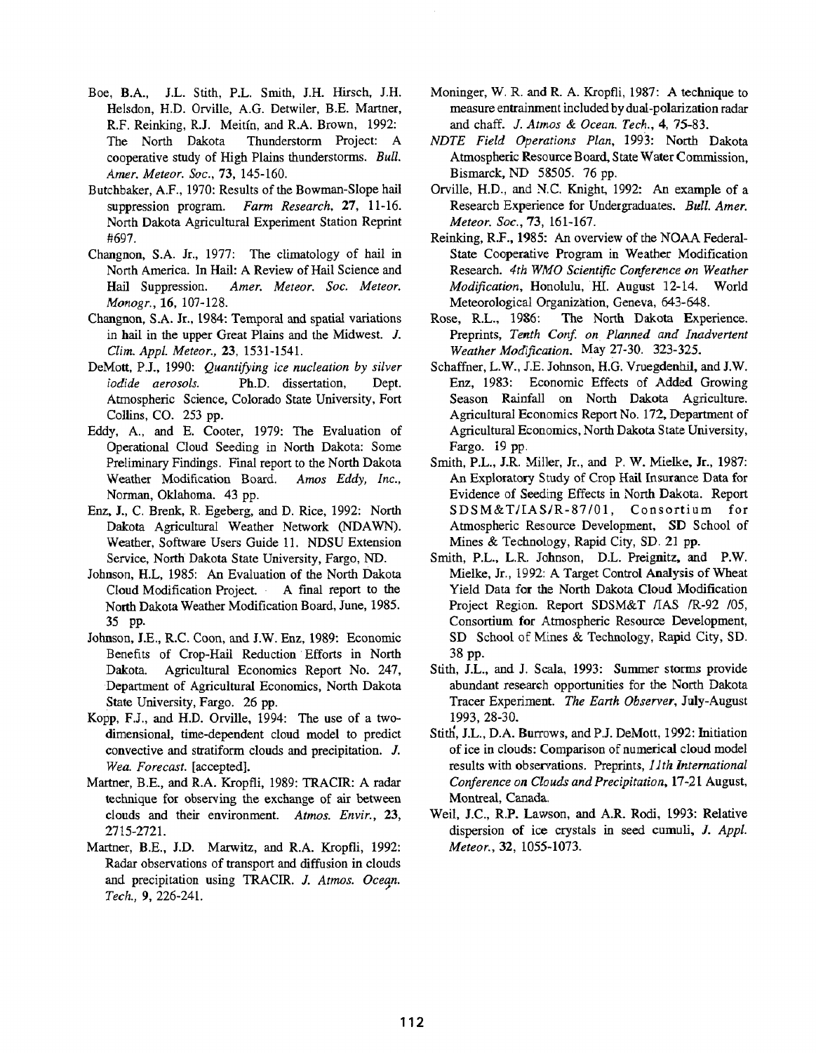Boe, B.A., J.L. Stith, P.L. Smith, J.H. Hirsch, J.H. Helsdon, H.D. Orville, A.G. Detwiler, B.E. Martner, R.F. Reinking, R.J. Meitín, and R.A. Brown, 1992: The North Dakota Thunderstorm Project: A cooperative study of High Plains thunderstorms. *Bull. Amer. Meteor. Soc.*, **73**, 145-160.

Butchbaker, A.F., 1970: Results of the Bowman-Slope hail suppression program. *Farm Research*, **27**, 11-16. North Dakota Agricultural Experiment Station Reprint #697.

Changnon, S.A. Jr., 1977: The climatology of hail in North America. In Hail: A Review of Hail Science and Hail Suppression. *Amer. Meteor. Soc. Meteor. Monogr.*, **16**, 107-128.

Changnon, S.A. Jr., 1984: Temporal and spatial variations in hail in the upper Great Plains and the Midwest. *J. Clim. Appl. Meteor.*, **23**, 1531-1541.

DeMott, P.J., 1990: *Quantifying ice nucleation by silver iodide aerosols.* Ph.D. dissertation, Dept. Atmospheric Science, Colorado State University, Fort Collins, CO. 253 pp.

Eddy, A., and E. Cooter, 1979: The Evaluation of Operational Cloud Seeding in North Dakota: Some Preliminary Findings. Final report to the North Dakota Weather Modification Board. *Amos Eddy, Inc.*, Norman, Oklahoma. 43 pp.

Enz, J., C. Brenk, R. Egeberg, and D. Rice, 1992: North Dakota Agricultural Weather Network (NDAWN). Weather, Software Users Guide 11. NDSU Extension Service, North Dakota State University, Fargo, ND.

Johnson, H.L, 1985: An Evaluation of the North Dakota Cloud Modification Project. A final report to the North Dakota Weather Modification Board, June, 1985. 35 pp.

Johnson, J.E., R.C. Coon, and J.W. Enz, 1989: Economic Benefits of Crop-Hail Reduction Efforts in North Dakota. Agricultural Economics Report No. 247, Department of Agricultural Economics, North Dakota State University, Fargo. 26 pp.

Kopp, F.J., and H.D. Orville, 1994: The use of a two-dimensional, time-dependent cloud model to predict convective and stratiform clouds and precipitation. *J. Wea. Forecast.* [accepted].

Martner, B.E., and R.A. Kropfli, 1989: TRACIR: A radar technique for observing the exchange of air between clouds and their environment. *Atmos. Envir.*, **23**, 2715-2721.

Martner, B.E., J.D. Marwitz, and R.A. Kropfli, 1992: Radar observations of transport and diffusion in clouds and precipitation using TRACIR. *J. Atmos. Ocean. Tech.*, **9**, 226-241.

Moninger, W. R. and R. A. Kropfli, 1987: A technique to measure entrainment included by dual-polarization radar and chaff. *J. Atmos & Ocean. Tech.*, **4**, 75-83.

*NDTE Field Operations Plan*, 1993: North Dakota Atmospheric Resource Board, State Water Commission, Bismarck, ND 58505. 76 pp.

Orville, H.D., and N.C. Knight, 1992: An example of a Research Experience for Undergraduates. *Bull. Amer. Meteor. Soc.*, **73**, 161-167.

Reinking, R.F., 1985: An overview of the NOAA Federal-State Cooperative Program in Weather Modification Research. *4th WMO Scientific Conference on Weather Modification*, Honolulu, HI. August 12-14. World Meteorological Organization, Geneva, 643-648.

Rose, R.L., 1986: The North Dakota Experience. Preprints, *Tenth Conf. on Planned and Inadvertent Weather Modification*. May 27-30. 323-325.

Schaffner, L.W., J.E. Johnson, H.G. Vruegdenhil, and J.W. Enz, 1983: Economic Effects of Added Growing Season Rainfall on North Dakota Agriculture. Agricultural Economics Report No. 172, Department of Agricultural Economics, North Dakota State University, Fargo. 19 pp.

Smith, P.L., J.R. Miller, Jr., and P. W. Mielke, Jr., 1987: An Exploratory Study of Crop Hail Insurance Data for Evidence of Seeding Effects in North Dakota. Report SDSM&T/IAS/R-87/01, Consortium for Atmospheric Resource Development, SD School of Mines & Technology, Rapid City, SD. 21 pp.

Smith, P.L., L.R. Johnson, D.L. Preignitz, and P.W. Mielke, Jr., 1992: A Target Control Analysis of Wheat Yield Data for the North Dakota Cloud Modification Project Region. Report SDSM&T /IAS /R-92 /05, Consortium for Atmospheric Resource Development, SD School of Mines & Technology, Rapid City, SD. 38 pp.

Stith, J.L., and J. Scala, 1993: Summer storms provide abundant research opportunities for the North Dakota Tracer Experiment. *The Earth Observer*, July-August 1993, 28-30.

Stith, J.L., D.A. Burrows, and P.J. DeMott, 1992: Initiation of ice in clouds: Comparison of numerical cloud model results with observations. Preprints, *11th International Conference on Clouds and Precipitation*, 17-21 August, Montreal, Canada.

Weil, J.C., R.P. Lawson, and A.R. Rodi, 1993: Relative dispersion of ice crystals in seed cumuli, *J. Appl. Meteor.*, **32**, 1055-1073.